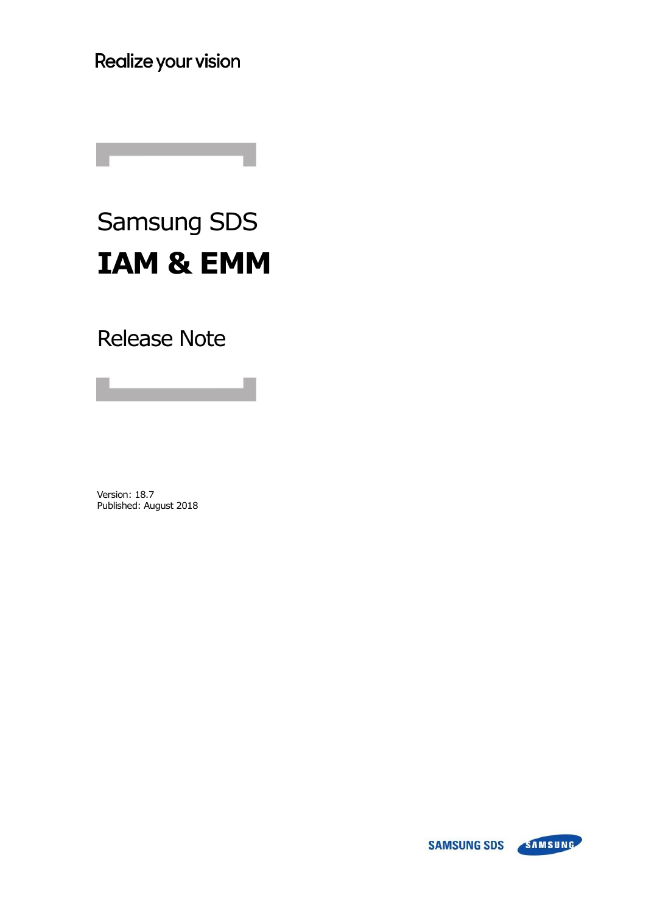Realize your vision

Samsung SDS

# IAM & EMM

## Release Note

Version: 18.7
Published: August 2018

SAMSUNG SDS SAMSUNG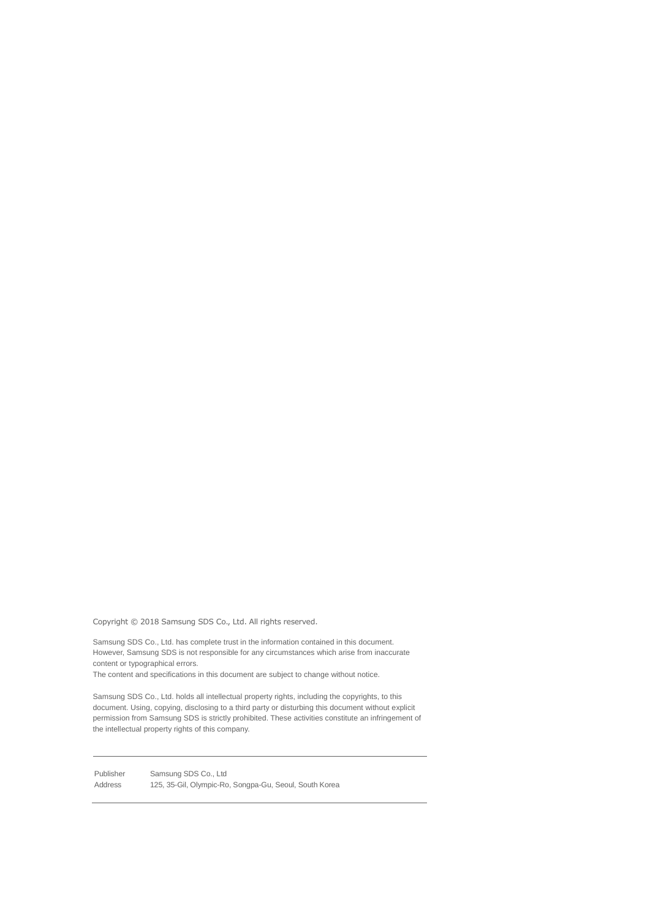Copyright © 2018 Samsung SDS Co., Ltd. All rights reserved.

Samsung SDS Co., Ltd. has complete trust in the information contained in this document. However, Samsung SDS is not responsible for any circumstances which arise from inaccurate content or typographical errors.
The content and specifications in this document are subject to change without notice.

Samsung SDS Co., Ltd. holds all intellectual property rights, including the copyrights, to this document. Using, copying, disclosing to a third party or disturbing this document without explicit permission from Samsung SDS is strictly prohibited. These activities constitute an infringement of the intellectual property rights of this company.

| | |
|---|---|
| Publisher | Samsung SDS Co., Ltd |
| Address | 125, 35-Gil, Olympic-Ro, Songpa-Gu, Seoul, South Korea |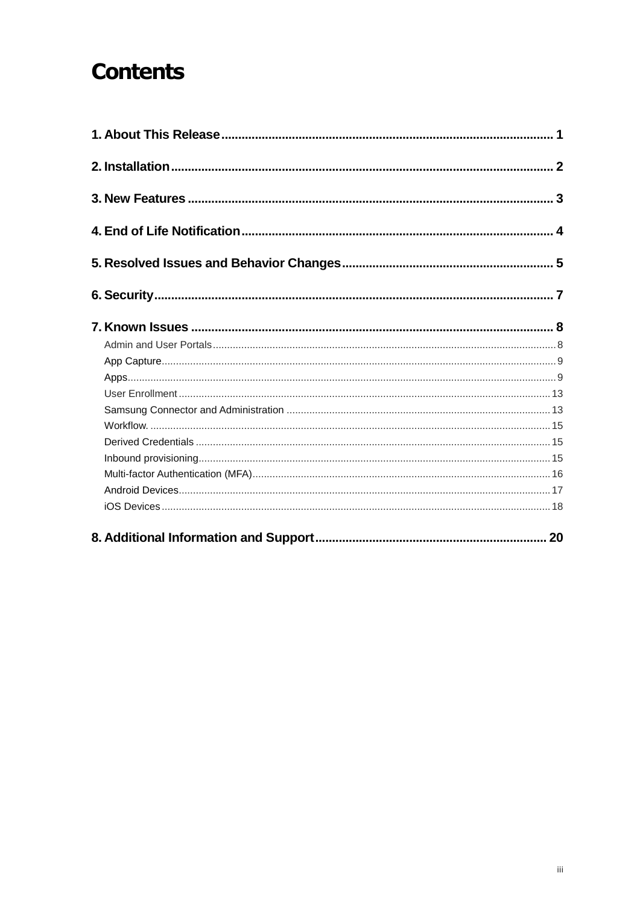# Contents

1. About This Release ..... 1

2. Installation ..... 2

3. New Features ..... 3

4. End of Life Notification ..... 4

5. Resolved Issues and Behavior Changes ..... 5

6. Security ..... 7

7. Known Issues ..... 8

- Admin and User Portals ..... 8
- App Capture ..... 9
- Apps ..... 9
- User Enrollment ..... 13
- Samsung Connector and Administration ..... 13
- Workflow. ..... 15
- Derived Credentials ..... 15
- Inbound provisioning ..... 15
- Multi-factor Authentication (MFA) ..... 16
- Android Devices ..... 17
- iOS Devices ..... 18

8. Additional Information and Support ..... 20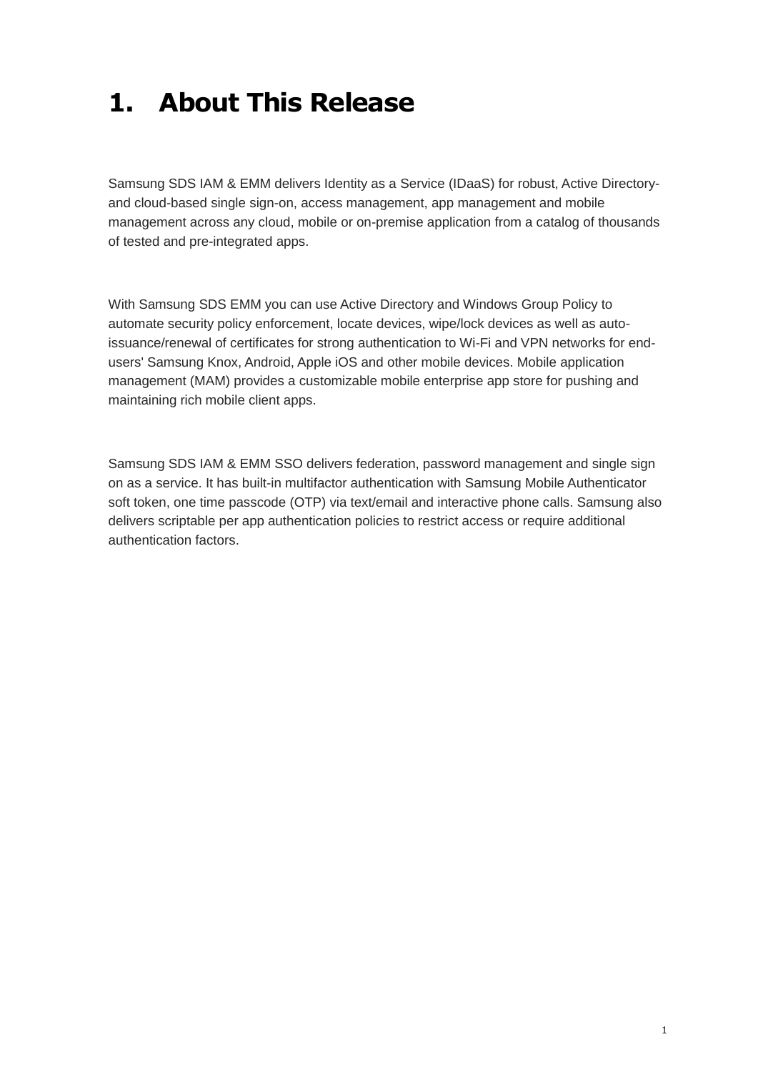# 1. About This Release

Samsung SDS IAM & EMM delivers Identity as a Service (IDaaS) for robust, Active Directory- and cloud-based single sign-on, access management, app management and mobile management across any cloud, mobile or on-premise application from a catalog of thousands of tested and pre-integrated apps.

With Samsung SDS EMM you can use Active Directory and Windows Group Policy to automate security policy enforcement, locate devices, wipe/lock devices as well as auto-issuance/renewal of certificates for strong authentication to Wi-Fi and VPN networks for end-users' Samsung Knox, Android, Apple iOS and other mobile devices. Mobile application management (MAM) provides a customizable mobile enterprise app store for pushing and maintaining rich mobile client apps.

Samsung SDS IAM & EMM SSO delivers federation, password management and single sign on as a service. It has built-in multifactor authentication with Samsung Mobile Authenticator soft token, one time passcode (OTP) via text/email and interactive phone calls. Samsung also delivers scriptable per app authentication policies to restrict access or require additional authentication factors.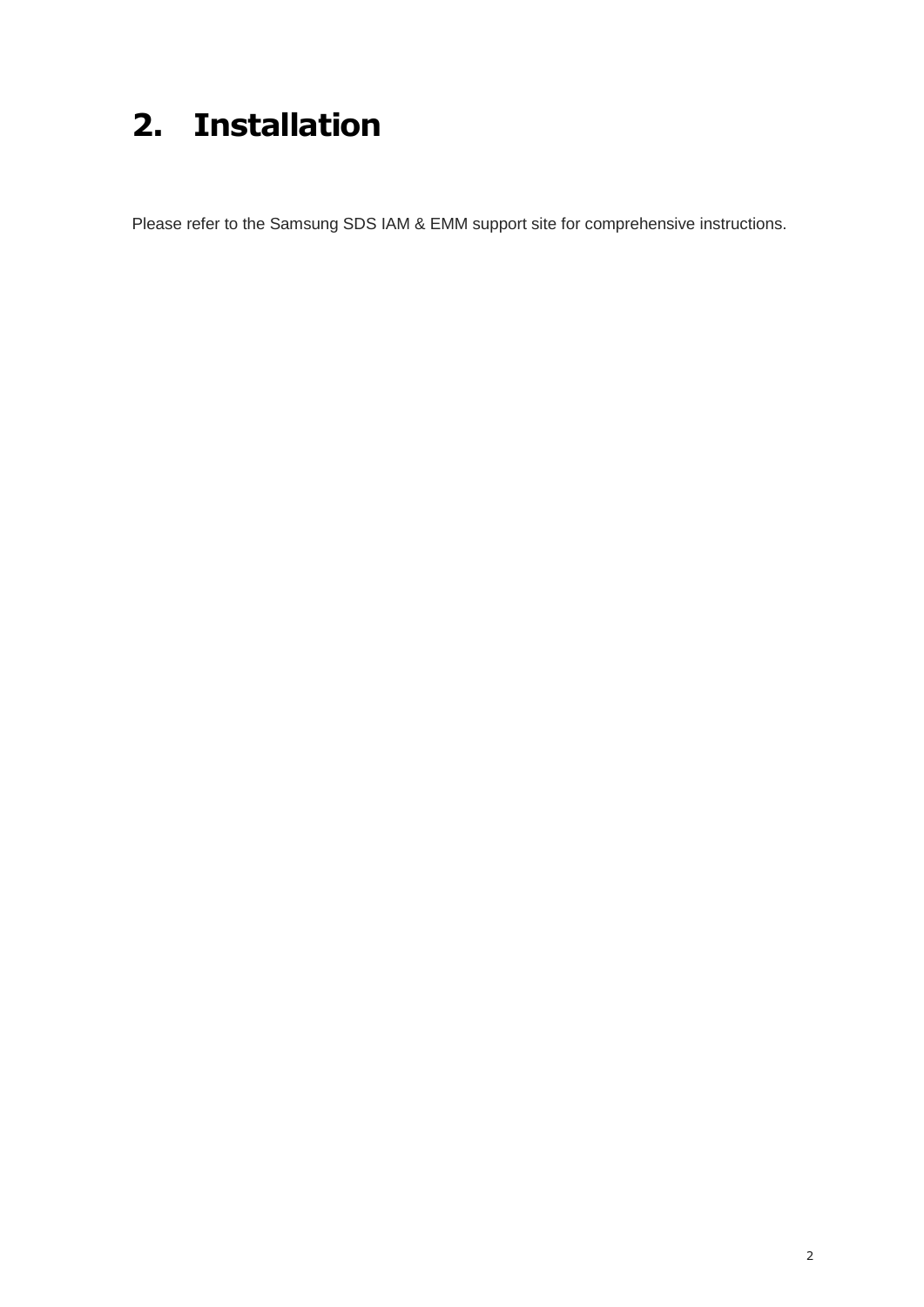# 2. Installation

Please refer to the Samsung SDS IAM & EMM support site for comprehensive instructions.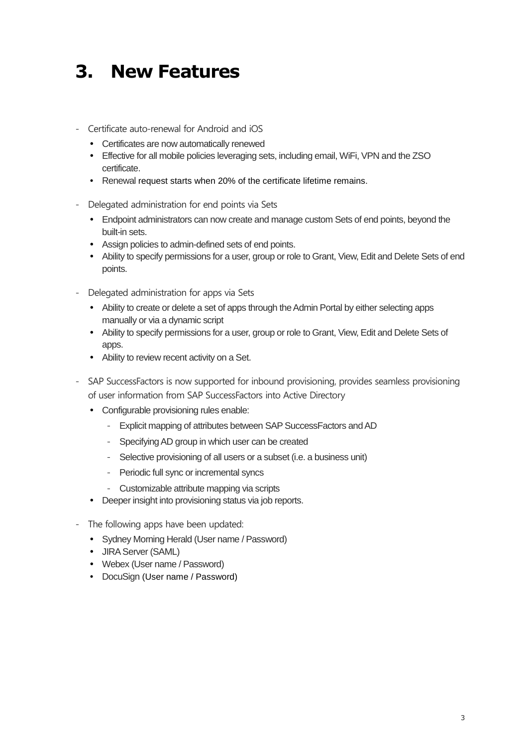# 3. New Features

- Certificate auto-renewal for Android and iOS
  - Certificates are now automatically renewed
  - Effective for all mobile policies leveraging sets, including email, WiFi, VPN and the ZSO certificate.
  - Renewal request starts when 20% of the certificate lifetime remains.
- Delegated administration for end points via Sets
  - Endpoint administrators can now create and manage custom Sets of end points, beyond the built-in sets.
  - Assign policies to admin-defined sets of end points.
  - Ability to specify permissions for a user, group or role to Grant, View, Edit and Delete Sets of end points.
- Delegated administration for apps via Sets
  - Ability to create or delete a set of apps through the Admin Portal by either selecting apps manually or via a dynamic script
  - Ability to specify permissions for a user, group or role to Grant, View, Edit and Delete Sets of apps.
  - Ability to review recent activity on a Set.
- SAP SuccessFactors is now supported for inbound provisioning, provides seamless provisioning of user information from SAP SuccessFactors into Active Directory
  - Configurable provisioning rules enable:
    - Explicit mapping of attributes between SAP SuccessFactors and AD
    - Specifying AD group in which user can be created
    - Selective provisioning of all users or a subset (i.e. a business unit)
    - Periodic full sync or incremental syncs
    - Customizable attribute mapping via scripts
  - Deeper insight into provisioning status via job reports.
- The following apps have been updated:
  - Sydney Morning Herald (User name / Password)
  - JIRA Server (SAML)
  - Webex (User name / Password)
  - DocuSign (User name / Password)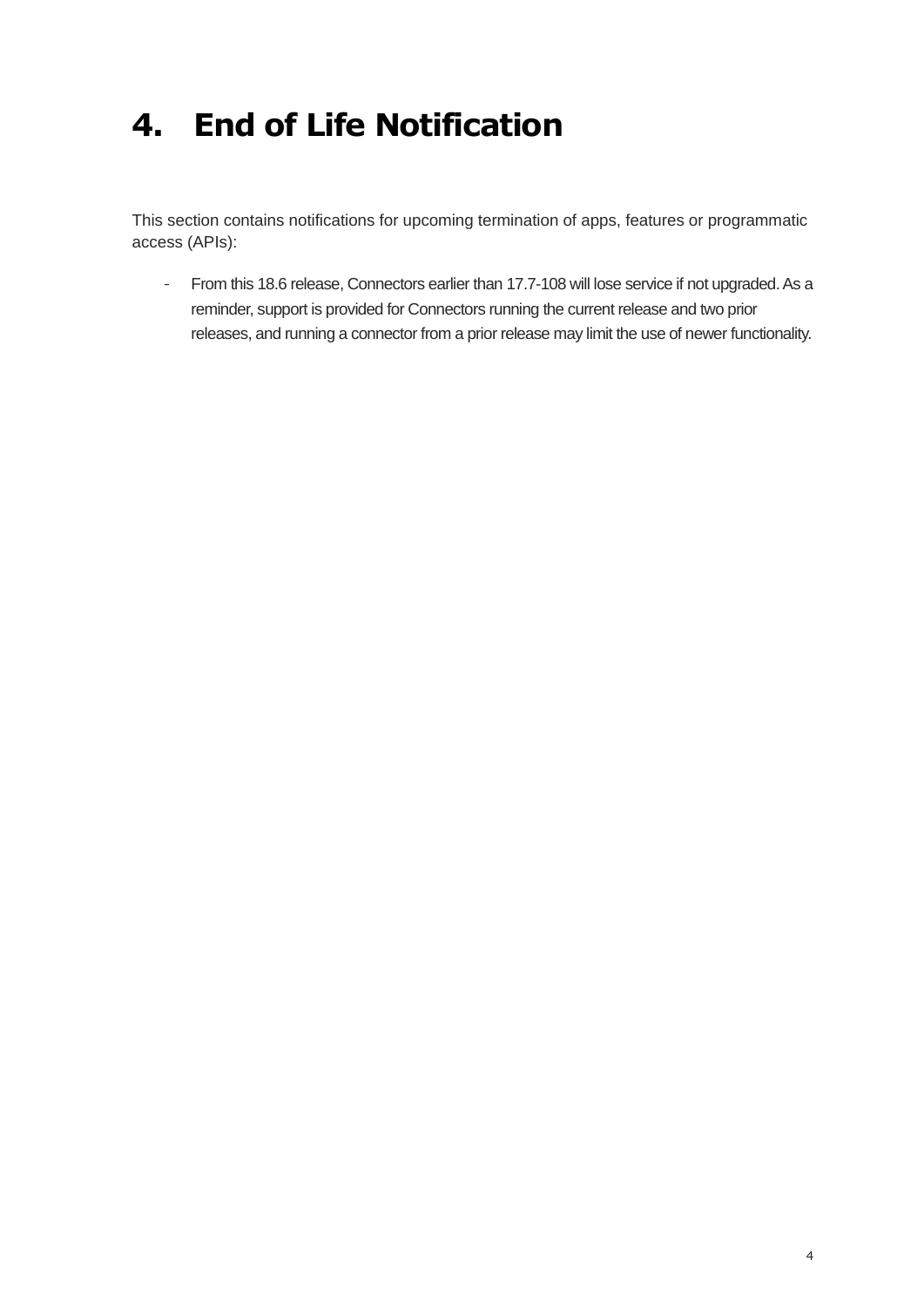# 4. End of Life Notification

This section contains notifications for upcoming termination of apps, features or programmatic access (APIs):

- From this 18.6 release, Connectors earlier than 17.7-108 will lose service if not upgraded. As a reminder, support is provided for Connectors running the current release and two prior releases, and running a connector from a prior release may limit the use of newer functionality.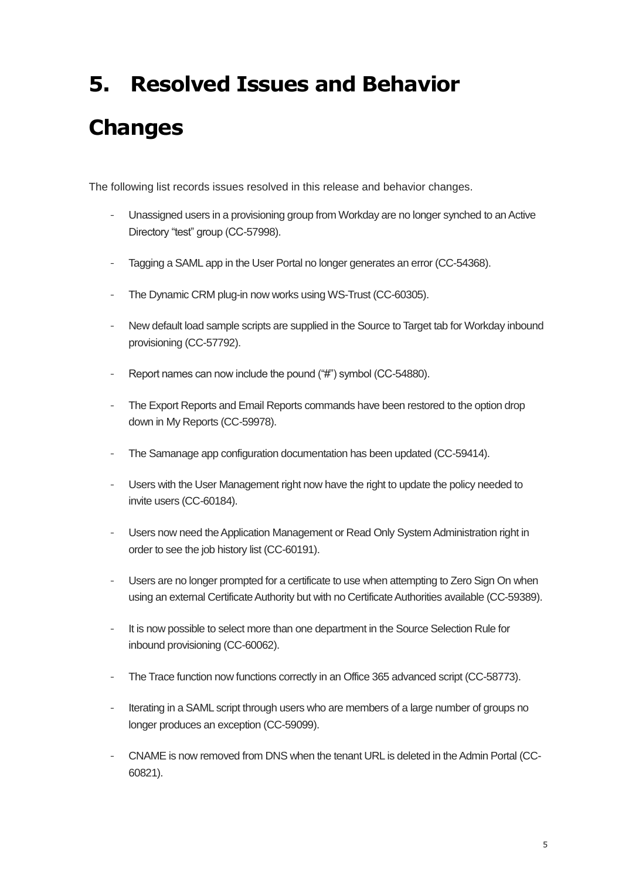# 5. Resolved Issues and Behavior Changes

The following list records issues resolved in this release and behavior changes.

- Unassigned users in a provisioning group from Workday are no longer synched to an Active Directory "test" group (CC-57998).
- Tagging a SAML app in the User Portal no longer generates an error (CC-54368).
- The Dynamic CRM plug-in now works using WS-Trust (CC-60305).
- New default load sample scripts are supplied in the Source to Target tab for Workday inbound provisioning (CC-57792).
- Report names can now include the pound ("#") symbol (CC-54880).
- The Export Reports and Email Reports commands have been restored to the option drop down in My Reports (CC-59978).
- The Samanage app configuration documentation has been updated (CC-59414).
- Users with the User Management right now have the right to update the policy needed to invite users (CC-60184).
- Users now need the Application Management or Read Only System Administration right in order to see the job history list (CC-60191).
- Users are no longer prompted for a certificate to use when attempting to Zero Sign On when using an external Certificate Authority but with no Certificate Authorities available (CC-59389).
- It is now possible to select more than one department in the Source Selection Rule for inbound provisioning (CC-60062).
- The Trace function now functions correctly in an Office 365 advanced script (CC-58773).
- Iterating in a SAML script through users who are members of a large number of groups no longer produces an exception (CC-59099).
- CNAME is now removed from DNS when the tenant URL is deleted in the Admin Portal (CC-60821).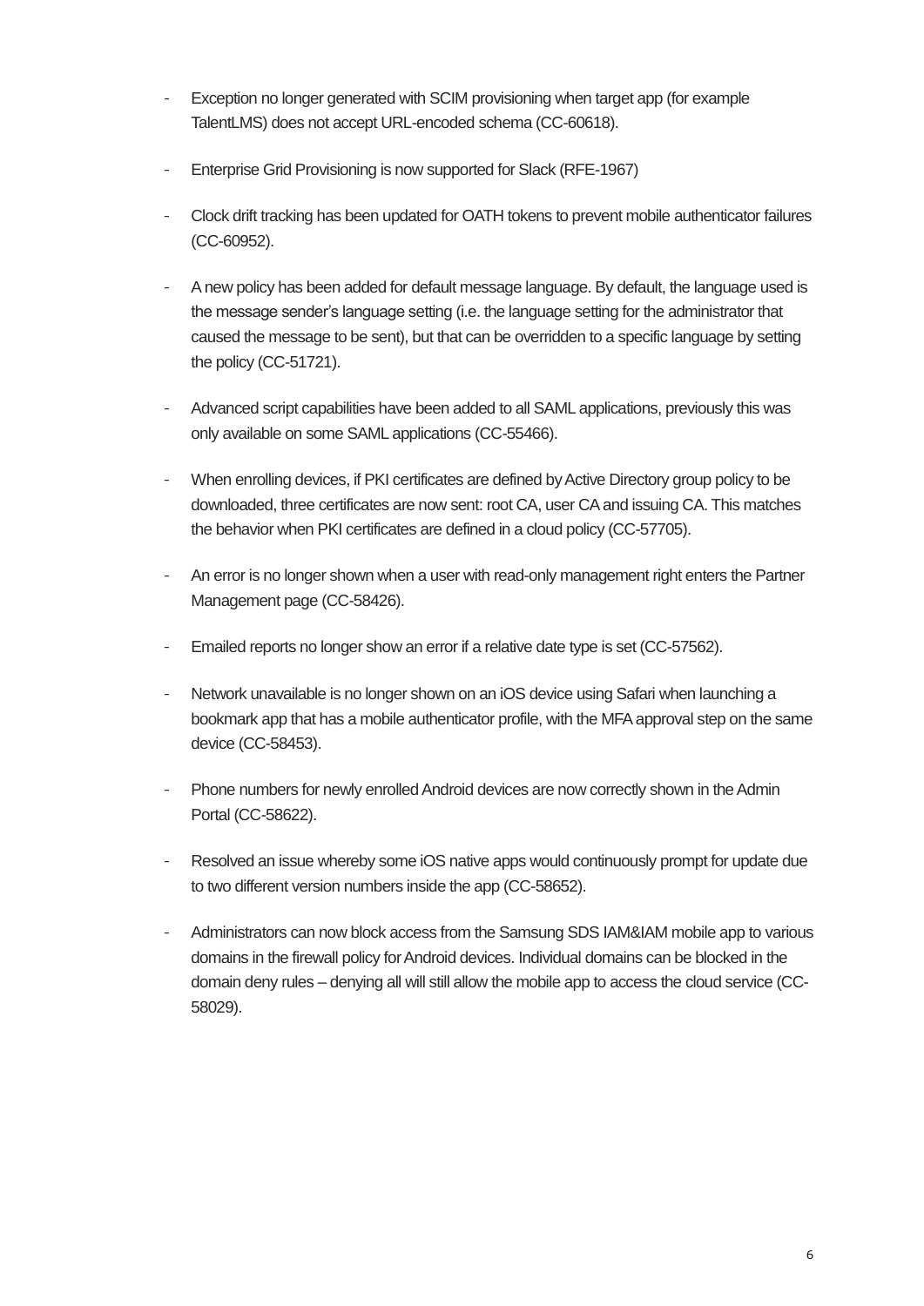- Exception no longer generated with SCIM provisioning when target app (for example TalentLMS) does not accept URL-encoded schema (CC-60618).
- Enterprise Grid Provisioning is now supported for Slack (RFE-1967)
- Clock drift tracking has been updated for OATH tokens to prevent mobile authenticator failures (CC-60952).
- A new policy has been added for default message language. By default, the language used is the message sender's language setting (i.e. the language setting for the administrator that caused the message to be sent), but that can be overridden to a specific language by setting the policy (CC-51721).
- Advanced script capabilities have been added to all SAML applications, previously this was only available on some SAML applications (CC-55466).
- When enrolling devices, if PKI certificates are defined by Active Directory group policy to be downloaded, three certificates are now sent: root CA, user CA and issuing CA. This matches the behavior when PKI certificates are defined in a cloud policy (CC-57705).
- An error is no longer shown when a user with read-only management right enters the Partner Management page (CC-58426).
- Emailed reports no longer show an error if a relative date type is set (CC-57562).
- Network unavailable is no longer shown on an iOS device using Safari when launching a bookmark app that has a mobile authenticator profile, with the MFA approval step on the same device (CC-58453).
- Phone numbers for newly enrolled Android devices are now correctly shown in the Admin Portal (CC-58622).
- Resolved an issue whereby some iOS native apps would continuously prompt for update due to two different version numbers inside the app (CC-58652).
- Administrators can now block access from the Samsung SDS IAM&IAM mobile app to various domains in the firewall policy for Android devices. Individual domains can be blocked in the domain deny rules – denying all will still allow the mobile app to access the cloud service (CC-58029).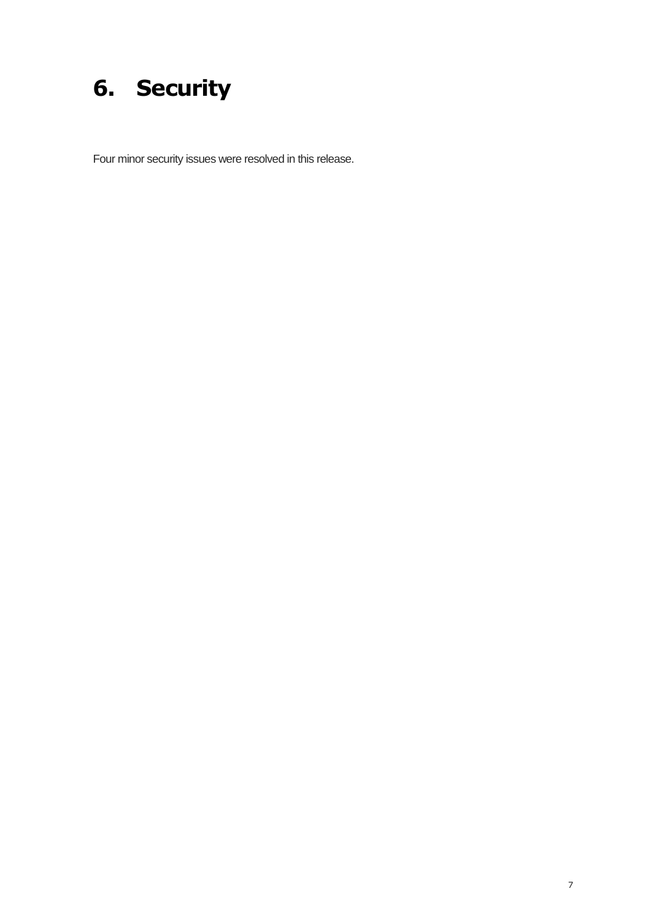# 6. Security

Four minor security issues were resolved in this release.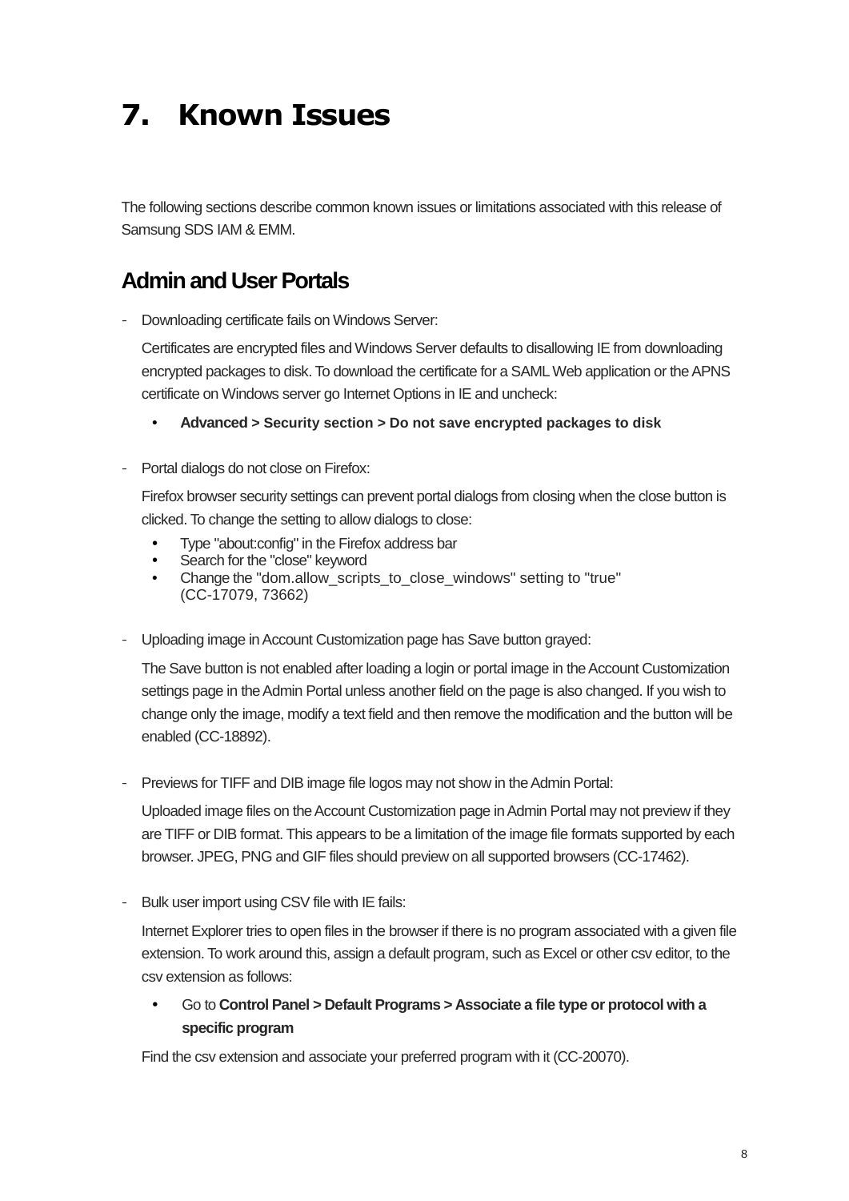# 7. Known Issues

The following sections describe common known issues or limitations associated with this release of Samsung SDS IAM & EMM.

## Admin and User Portals

- Downloading certificate fails on Windows Server:

  Certificates are encrypted files and Windows Server defaults to disallowing IE from downloading encrypted packages to disk. To download the certificate for a SAML Web application or the APNS certificate on Windows server go Internet Options in IE and uncheck:

  - **Advanced > Security section > Do not save encrypted packages to disk**

- Portal dialogs do not close on Firefox:

  Firefox browser security settings can prevent portal dialogs from closing when the close button is clicked. To change the setting to allow dialogs to close:

  - Type "about:config" in the Firefox address bar
  - Search for the "close" keyword
  - Change the "dom.allow_scripts_to_close_windows" setting to "true" (CC-17079, 73662)

- Uploading image in Account Customization page has Save button grayed:

  The Save button is not enabled after loading a login or portal image in the Account Customization settings page in the Admin Portal unless another field on the page is also changed. If you wish to change only the image, modify a text field and then remove the modification and the button will be enabled (CC-18892).

- Previews for TIFF and DIB image file logos may not show in the Admin Portal:

  Uploaded image files on the Account Customization page in Admin Portal may not preview if they are TIFF or DIB format. This appears to be a limitation of the image file formats supported by each browser. JPEG, PNG and GIF files should preview on all supported browsers (CC-17462).

- Bulk user import using CSV file with IE fails:

  Internet Explorer tries to open files in the browser if there is no program associated with a given file extension. To work around this, assign a default program, such as Excel or other csv editor, to the csv extension as follows:

  - Go to **Control Panel > Default Programs > Associate a file type or protocol with a specific program**

  Find the csv extension and associate your preferred program with it (CC-20070).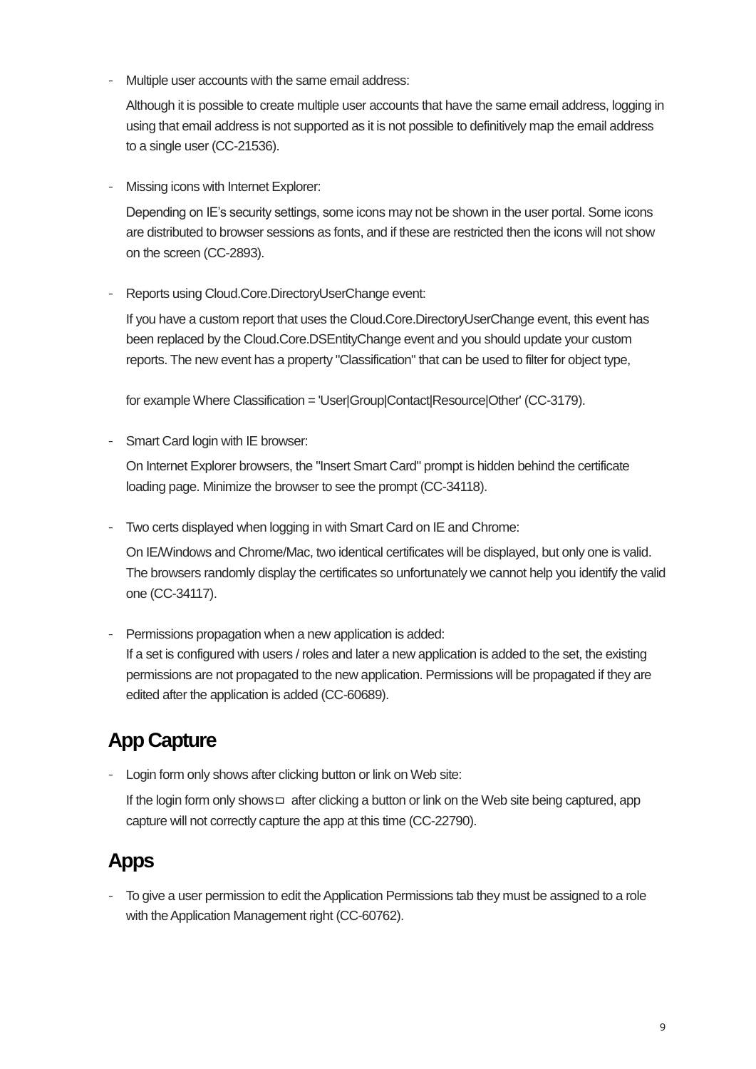- Multiple user accounts with the same email address:

  Although it is possible to create multiple user accounts that have the same email address, logging in using that email address is not supported as it is not possible to definitively map the email address to a single user (CC-21536).

- Missing icons with Internet Explorer:

  Depending on IE's security settings, some icons may not be shown in the user portal. Some icons are distributed to browser sessions as fonts, and if these are restricted then the icons will not show on the screen (CC-2893).

- Reports using Cloud.Core.DirectoryUserChange event:

  If you have a custom report that uses the Cloud.Core.DirectoryUserChange event, this event has been replaced by the Cloud.Core.DSEntityChange event and you should update your custom reports. The new event has a property "Classification" that can be used to filter for object type,

  for example Where Classification = 'User|Group|Contact|Resource|Other' (CC-3179).

- Smart Card login with IE browser:

  On Internet Explorer browsers, the "Insert Smart Card" prompt is hidden behind the certificate loading page. Minimize the browser to see the prompt (CC-34118).

- Two certs displayed when logging in with Smart Card on IE and Chrome:

  On IE/Windows and Chrome/Mac, two identical certificates will be displayed, but only one is valid. The browsers randomly display the certificates so unfortunately we cannot help you identify the valid one (CC-34117).

- Permissions propagation when a new application is added:
  If a set is configured with users / roles and later a new application is added to the set, the existing permissions are not propagated to the new application. Permissions will be propagated if they are edited after the application is added (CC-60689).

## App Capture

- Login form only shows after clicking button or link on Web site:

  If the login form only shows after clicking a button or link on the Web site being captured, app capture will not correctly capture the app at this time (CC-22790).

## Apps

- To give a user permission to edit the Application Permissions tab they must be assigned to a role with the Application Management right (CC-60762).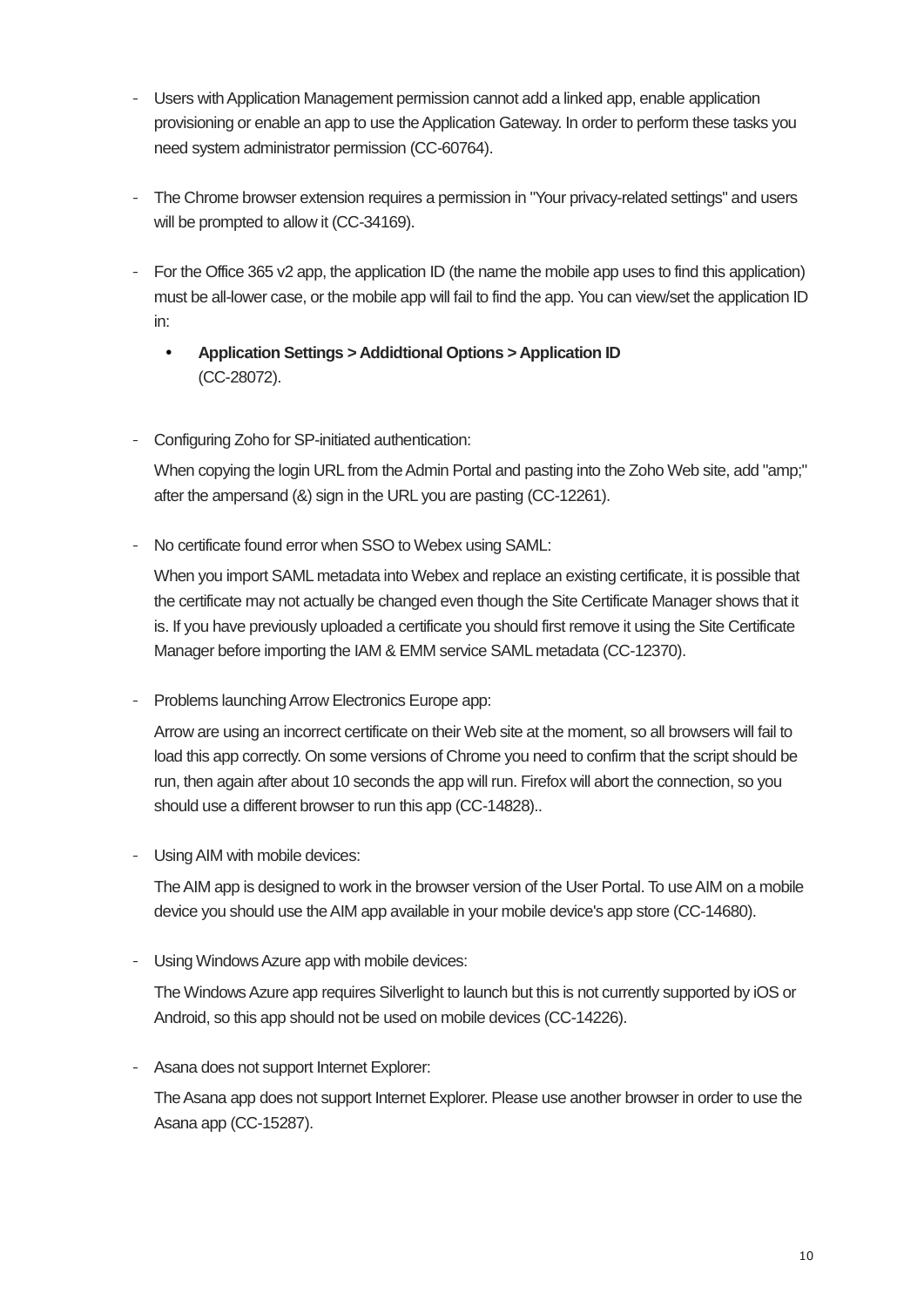- Users with Application Management permission cannot add a linked app, enable application provisioning or enable an app to use the Application Gateway. In order to perform these tasks you need system administrator permission (CC-60764).

- The Chrome browser extension requires a permission in "Your privacy-related settings" and users will be prompted to allow it (CC-34169).

- For the Office 365 v2 app, the application ID (the name the mobile app uses to find this application) must be all-lower case, or the mobile app will fail to find the app. You can view/set the application ID in:

  - **Application Settings > Addidtional Options > Application ID** (CC-28072).

- Configuring Zoho for SP-initiated authentication:

  When copying the login URL from the Admin Portal and pasting into the Zoho Web site, add "amp;" after the ampersand (&) sign in the URL you are pasting (CC-12261).

- No certificate found error when SSO to Webex using SAML:

  When you import SAML metadata into Webex and replace an existing certificate, it is possible that the certificate may not actually be changed even though the Site Certificate Manager shows that it is. If you have previously uploaded a certificate you should first remove it using the Site Certificate Manager before importing the IAM & EMM service SAML metadata (CC-12370).

- Problems launching Arrow Electronics Europe app:

  Arrow are using an incorrect certificate on their Web site at the moment, so all browsers will fail to load this app correctly. On some versions of Chrome you need to confirm that the script should be run, then again after about 10 seconds the app will run. Firefox will abort the connection, so you should use a different browser to run this app (CC-14828)..

- Using AIM with mobile devices:

  The AIM app is designed to work in the browser version of the User Portal. To use AIM on a mobile device you should use the AIM app available in your mobile device's app store (CC-14680).

- Using Windows Azure app with mobile devices:

  The Windows Azure app requires Silverlight to launch but this is not currently supported by iOS or Android, so this app should not be used on mobile devices (CC-14226).

- Asana does not support Internet Explorer:

  The Asana app does not support Internet Explorer. Please use another browser in order to use the Asana app (CC-15287).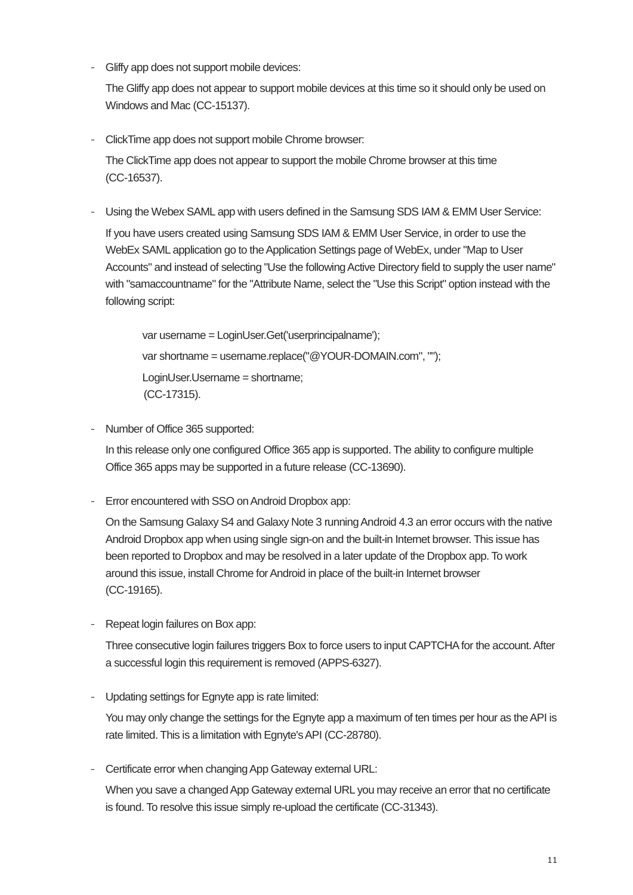- Gliffy app does not support mobile devices:

  The Gliffy app does not appear to support mobile devices at this time so it should only be used on Windows and Mac (CC-15137).

- ClickTime app does not support mobile Chrome browser:

  The ClickTime app does not appear to support the mobile Chrome browser at this time (CC-16537).

- Using the Webex SAML app with users defined in the Samsung SDS IAM & EMM User Service:

  If you have users created using Samsung SDS IAM & EMM User Service, in order to use the WebEx SAML application go to the Application Settings page of WebEx, under "Map to User Accounts" and instead of selecting "Use the following Active Directory field to supply the user name" with "samaccountname" for the "Attribute Name, select the "Use this Script" option instead with the following script:

  ```
  var username = LoginUser.Get('userprincipalname');
  var shortname = username.replace("@YOUR-DOMAIN.com", "");
  LoginUser.Username = shortname;
  ```
  (CC-17315).

- Number of Office 365 supported:

  In this release only one configured Office 365 app is supported. The ability to configure multiple Office 365 apps may be supported in a future release (CC-13690).

- Error encountered with SSO on Android Dropbox app:

  On the Samsung Galaxy S4 and Galaxy Note 3 running Android 4.3 an error occurs with the native Android Dropbox app when using single sign-on and the built-in Internet browser. This issue has been reported to Dropbox and may be resolved in a later update of the Dropbox app. To work around this issue, install Chrome for Android in place of the built-in Internet browser (CC-19165).

- Repeat login failures on Box app:

  Three consecutive login failures triggers Box to force users to input CAPTCHA for the account. After a successful login this requirement is removed (APPS-6327).

- Updating settings for Egnyte app is rate limited:

  You may only change the settings for the Egnyte app a maximum of ten times per hour as the API is rate limited. This is a limitation with Egnyte's API (CC-28780).

- Certificate error when changing App Gateway external URL:

  When you save a changed App Gateway external URL you may receive an error that no certificate is found. To resolve this issue simply re-upload the certificate (CC-31343).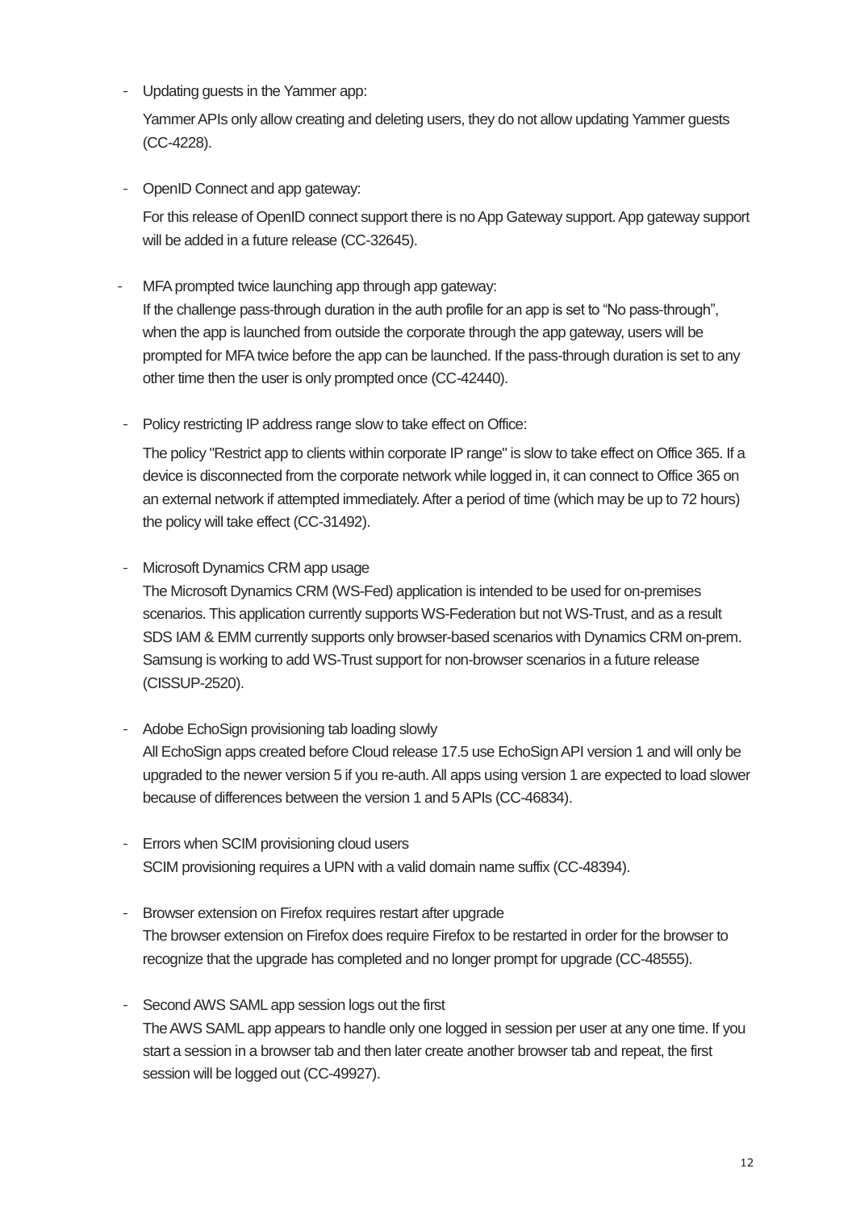- Updating guests in the Yammer app:

  Yammer APIs only allow creating and deleting users, they do not allow updating Yammer guests (CC-4228).

- OpenID Connect and app gateway:

  For this release of OpenID connect support there is no App Gateway support. App gateway support will be added in a future release (CC-32645).

- MFA prompted twice launching app through app gateway:
  If the challenge pass-through duration in the auth profile for an app is set to “No pass-through”, when the app is launched from outside the corporate through the app gateway, users will be prompted for MFA twice before the app can be launched. If the pass-through duration is set to any other time then the user is only prompted once (CC-42440).

- Policy restricting IP address range slow to take effect on Office:

  The policy "Restrict app to clients within corporate IP range" is slow to take effect on Office 365. If a device is disconnected from the corporate network while logged in, it can connect to Office 365 on an external network if attempted immediately. After a period of time (which may be up to 72 hours) the policy will take effect (CC-31492).

- Microsoft Dynamics CRM app usage
  The Microsoft Dynamics CRM (WS-Fed) application is intended to be used for on-premises scenarios. This application currently supports WS-Federation but not WS-Trust, and as a result SDS IAM & EMM currently supports only browser-based scenarios with Dynamics CRM on-prem. Samsung is working to add WS-Trust support for non-browser scenarios in a future release (CISSUP-2520).

- Adobe EchoSign provisioning tab loading slowly
  All EchoSign apps created before Cloud release 17.5 use EchoSign API version 1 and will only be upgraded to the newer version 5 if you re-auth. All apps using version 1 are expected to load slower because of differences between the version 1 and 5 APIs (CC-46834).

- Errors when SCIM provisioning cloud users
  SCIM provisioning requires a UPN with a valid domain name suffix (CC-48394).

- Browser extension on Firefox requires restart after upgrade
  The browser extension on Firefox does require Firefox to be restarted in order for the browser to recognize that the upgrade has completed and no longer prompt for upgrade (CC-48555).

- Second AWS SAML app session logs out the first
  The AWS SAML app appears to handle only one logged in session per user at any one time. If you start a session in a browser tab and then later create another browser tab and repeat, the first session will be logged out (CC-49927).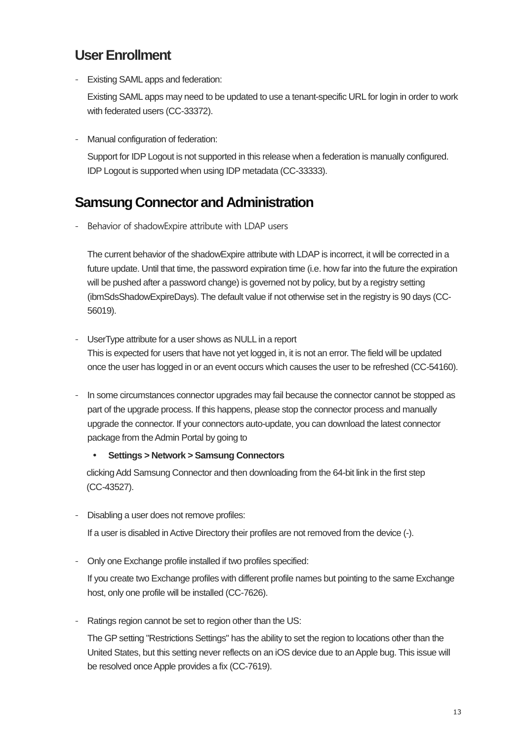## User Enrollment

- Existing SAML apps and federation:

  Existing SAML apps may need to be updated to use a tenant-specific URL for login in order to work with federated users (CC-33372).

- Manual configuration of federation:

  Support for IDP Logout is not supported in this release when a federation is manually configured. IDP Logout is supported when using IDP metadata (CC-33333).

## Samsung Connector and Administration

- Behavior of shadowExpire attribute with LDAP users

  The current behavior of the shadowExpire attribute with LDAP is incorrect, it will be corrected in a future update. Until that time, the password expiration time (i.e. how far into the future the expiration will be pushed after a password change) is governed not by policy, but by a registry setting (ibmSdsShadowExpireDays). The default value if not otherwise set in the registry is 90 days (CC-56019).

- UserType attribute for a user shows as NULL in a report
  This is expected for users that have not yet logged in, it is not an error. The field will be updated once the user has logged in or an event occurs which causes the user to be refreshed (CC-54160).

- In some circumstances connector upgrades may fail because the connector cannot be stopped as part of the upgrade process. If this happens, please stop the connector process and manually upgrade the connector. If your connectors auto-update, you can download the latest connector package from the Admin Portal by going to

  - **Settings > Network > Samsung Connectors**

  clicking Add Samsung Connector and then downloading from the 64-bit link in the first step (CC-43527).

- Disabling a user does not remove profiles:

  If a user is disabled in Active Directory their profiles are not removed from the device (-).

- Only one Exchange profile installed if two profiles specified:

  If you create two Exchange profiles with different profile names but pointing to the same Exchange host, only one profile will be installed (CC-7626).

- Ratings region cannot be set to region other than the US:

  The GP setting "Restrictions Settings" has the ability to set the region to locations other than the United States, but this setting never reflects on an iOS device due to an Apple bug. This issue will be resolved once Apple provides a fix (CC-7619).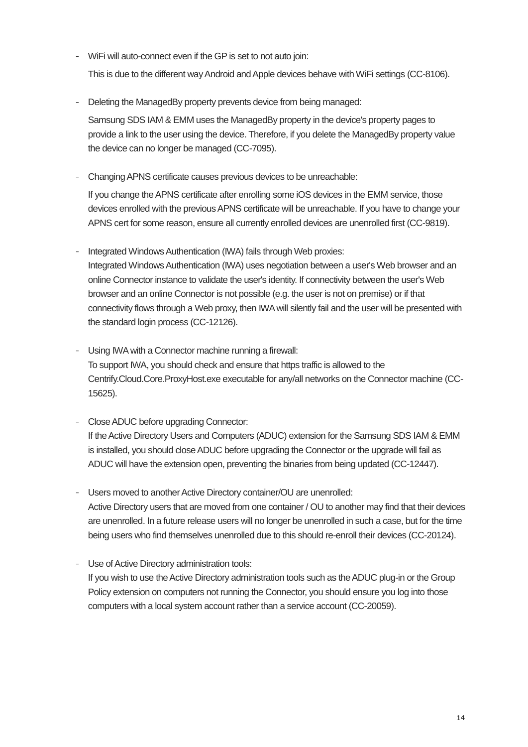- WiFi will auto-connect even if the GP is set to not auto join:

  This is due to the different way Android and Apple devices behave with WiFi settings (CC-8106).

- Deleting the ManagedBy property prevents device from being managed:

  Samsung SDS IAM & EMM uses the ManagedBy property in the device's property pages to provide a link to the user using the device. Therefore, if you delete the ManagedBy property value the device can no longer be managed (CC-7095).

- Changing APNS certificate causes previous devices to be unreachable:

  If you change the APNS certificate after enrolling some iOS devices in the EMM service, those devices enrolled with the previous APNS certificate will be unreachable. If you have to change your APNS cert for some reason, ensure all currently enrolled devices are unenrolled first (CC-9819).

- Integrated Windows Authentication (IWA) fails through Web proxies:
  Integrated Windows Authentication (IWA) uses negotiation between a user's Web browser and an online Connector instance to validate the user's identity. If connectivity between the user's Web browser and an online Connector is not possible (e.g. the user is not on premise) or if that connectivity flows through a Web proxy, then IWA will silently fail and the user will be presented with the standard login process (CC-12126).

- Using IWA with a Connector machine running a firewall:
  To support IWA, you should check and ensure that https traffic is allowed to the Centrify.Cloud.Core.ProxyHost.exe executable for any/all networks on the Connector machine (CC-15625).

- Close ADUC before upgrading Connector:
  If the Active Directory Users and Computers (ADUC) extension for the Samsung SDS IAM & EMM is installed, you should close ADUC before upgrading the Connector or the upgrade will fail as ADUC will have the extension open, preventing the binaries from being updated (CC-12447).

- Users moved to another Active Directory container/OU are unenrolled:
  Active Directory users that are moved from one container / OU to another may find that their devices are unenrolled. In a future release users will no longer be unenrolled in such a case, but for the time being users who find themselves unenrolled due to this should re-enroll their devices (CC-20124).

- Use of Active Directory administration tools:
  If you wish to use the Active Directory administration tools such as the ADUC plug-in or the Group Policy extension on computers not running the Connector, you should ensure you log into those computers with a local system account rather than a service account (CC-20059).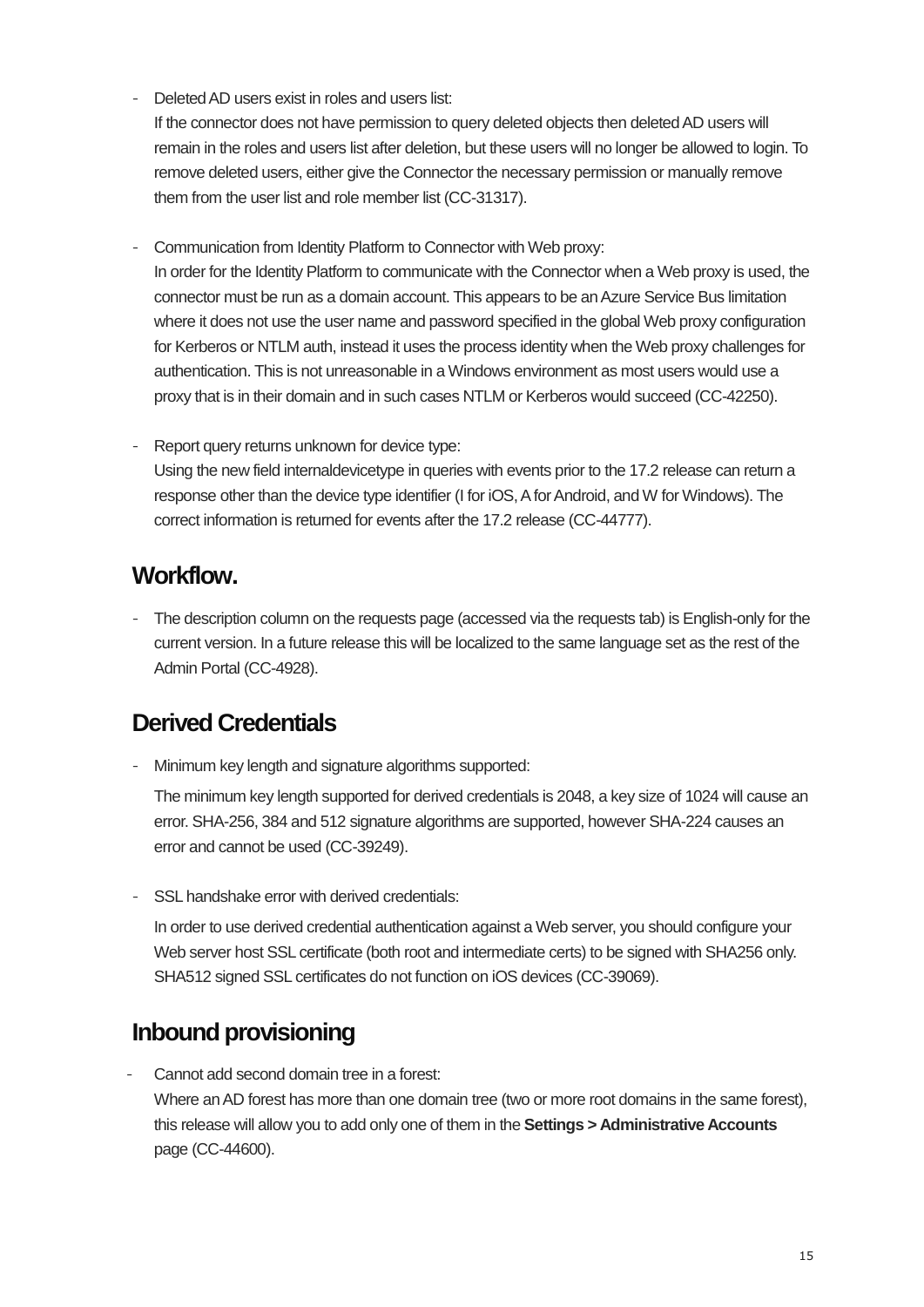- Deleted AD users exist in roles and users list:
  If the connector does not have permission to query deleted objects then deleted AD users will remain in the roles and users list after deletion, but these users will no longer be allowed to login. To remove deleted users, either give the Connector the necessary permission or manually remove them from the user list and role member list (CC-31317).

- Communication from Identity Platform to Connector with Web proxy:
  In order for the Identity Platform to communicate with the Connector when a Web proxy is used, the connector must be run as a domain account. This appears to be an Azure Service Bus limitation where it does not use the user name and password specified in the global Web proxy configuration for Kerberos or NTLM auth, instead it uses the process identity when the Web proxy challenges for authentication. This is not unreasonable in a Windows environment as most users would use a proxy that is in their domain and in such cases NTLM or Kerberos would succeed (CC-42250).

- Report query returns unknown for device type:
  Using the new field internaldevicetype in queries with events prior to the 17.2 release can return a response other than the device type identifier (I for iOS, A for Android, and W for Windows). The correct information is returned for events after the 17.2 release (CC-44777).

## Workflow.

- The description column on the requests page (accessed via the requests tab) is English-only for the current version. In a future release this will be localized to the same language set as the rest of the Admin Portal (CC-4928).

## Derived Credentials

- Minimum key length and signature algorithms supported:

  The minimum key length supported for derived credentials is 2048, a key size of 1024 will cause an error. SHA-256, 384 and 512 signature algorithms are supported, however SHA-224 causes an error and cannot be used (CC-39249).

- SSL handshake error with derived credentials:

  In order to use derived credential authentication against a Web server, you should configure your Web server host SSL certificate (both root and intermediate certs) to be signed with SHA256 only. SHA512 signed SSL certificates do not function on iOS devices (CC-39069).

## Inbound provisioning

- Cannot add second domain tree in a forest:
  Where an AD forest has more than one domain tree (two or more root domains in the same forest), this release will allow you to add only one of them in the **Settings > Administrative Accounts** page (CC-44600).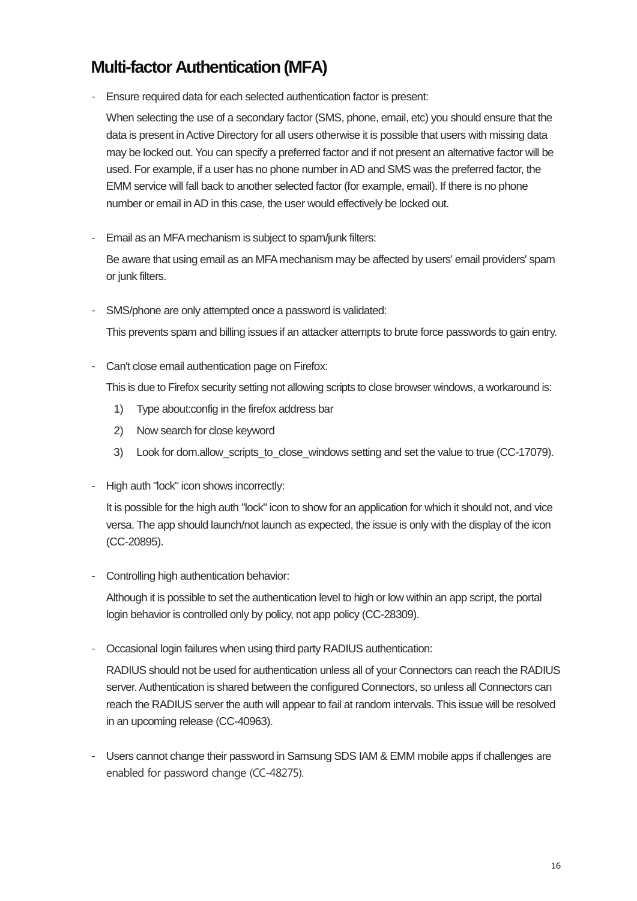# Multi-factor Authentication (MFA)

- Ensure required data for each selected authentication factor is present:

  When selecting the use of a secondary factor (SMS, phone, email, etc) you should ensure that the data is present in Active Directory for all users otherwise it is possible that users with missing data may be locked out. You can specify a preferred factor and if not present an alternative factor will be used. For example, if a user has no phone number in AD and SMS was the preferred factor, the EMM service will fall back to another selected factor (for example, email). If there is no phone number or email in AD in this case, the user would effectively be locked out.

- Email as an MFA mechanism is subject to spam/junk filters:

  Be aware that using email as an MFA mechanism may be affected by users' email providers' spam or junk filters.

- SMS/phone are only attempted once a password is validated:

  This prevents spam and billing issues if an attacker attempts to brute force passwords to gain entry.

- Can't close email authentication page on Firefox:

  This is due to Firefox security setting not allowing scripts to close browser windows, a workaround is:

  1) Type about:config in the firefox address bar
  2) Now search for close keyword
  3) Look for dom.allow_scripts_to_close_windows setting and set the value to true (CC-17079).

- High auth "lock" icon shows incorrectly:

  It is possible for the high auth "lock" icon to show for an application for which it should not, and vice versa. The app should launch/not launch as expected, the issue is only with the display of the icon (CC-20895).

- Controlling high authentication behavior:

  Although it is possible to set the authentication level to high or low within an app script, the portal login behavior is controlled only by policy, not app policy (CC-28309).

- Occasional login failures when using third party RADIUS authentication:

  RADIUS should not be used for authentication unless all of your Connectors can reach the RADIUS server. Authentication is shared between the configured Connectors, so unless all Connectors can reach the RADIUS server the auth will appear to fail at random intervals. This issue will be resolved in an upcoming release (CC-40963).

- Users cannot change their password in Samsung SDS IAM & EMM mobile apps if challenges are enabled for password change (CC-48275).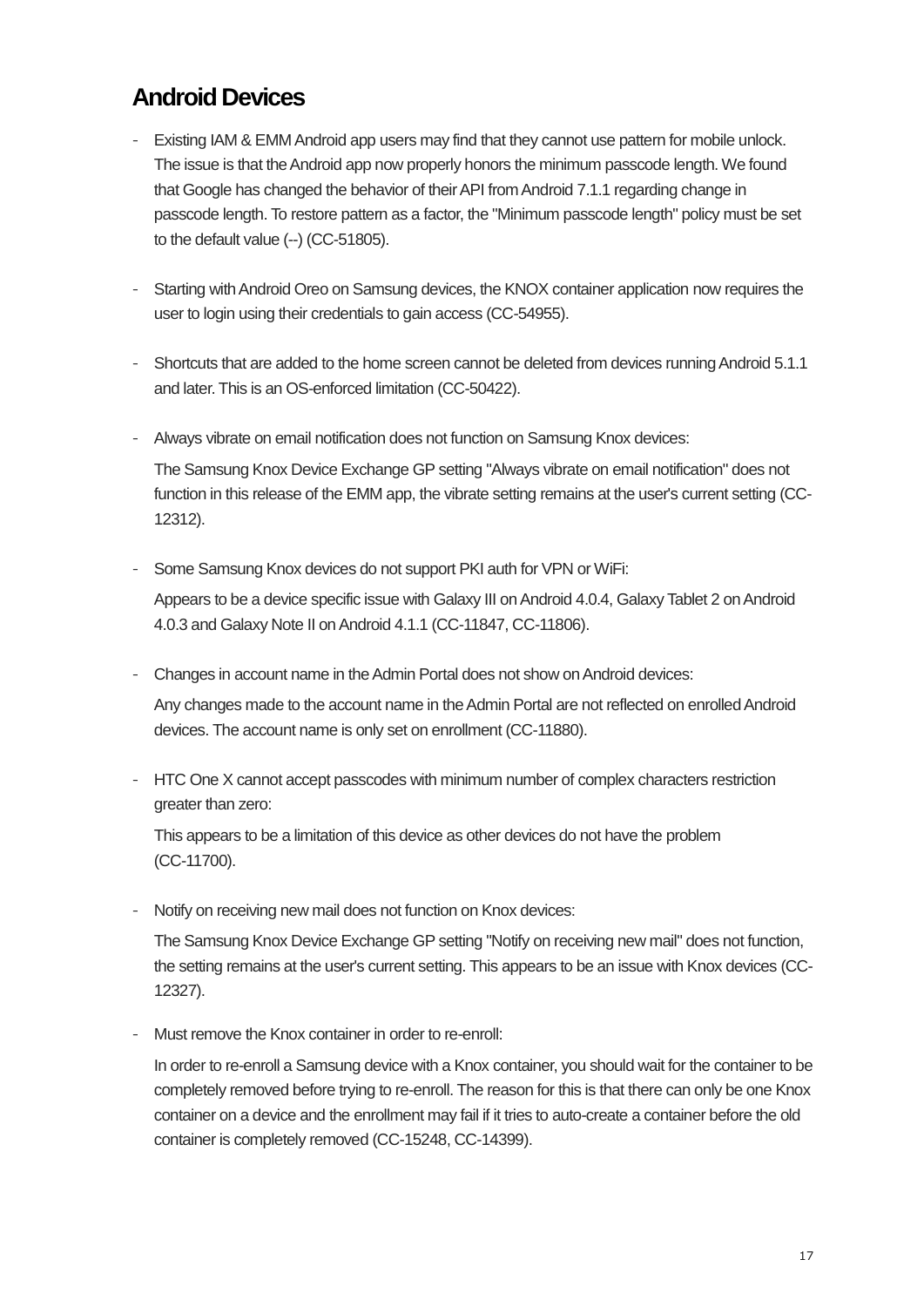## Android Devices

- Existing IAM & EMM Android app users may find that they cannot use pattern for mobile unlock. The issue is that the Android app now properly honors the minimum passcode length. We found that Google has changed the behavior of their API from Android 7.1.1 regarding change in passcode length. To restore pattern as a factor, the "Minimum passcode length" policy must be set to the default value (--) (CC-51805).

- Starting with Android Oreo on Samsung devices, the KNOX container application now requires the user to login using their credentials to gain access (CC-54955).

- Shortcuts that are added to the home screen cannot be deleted from devices running Android 5.1.1 and later. This is an OS-enforced limitation (CC-50422).

- Always vibrate on email notification does not function on Samsung Knox devices:

  The Samsung Knox Device Exchange GP setting "Always vibrate on email notification" does not function in this release of the EMM app, the vibrate setting remains at the user's current setting (CC-12312).

- Some Samsung Knox devices do not support PKI auth for VPN or WiFi:

  Appears to be a device specific issue with Galaxy III on Android 4.0.4, Galaxy Tablet 2 on Android 4.0.3 and Galaxy Note II on Android 4.1.1 (CC-11847, CC-11806).

- Changes in account name in the Admin Portal does not show on Android devices:

  Any changes made to the account name in the Admin Portal are not reflected on enrolled Android devices. The account name is only set on enrollment (CC-11880).

- HTC One X cannot accept passcodes with minimum number of complex characters restriction greater than zero:

  This appears to be a limitation of this device as other devices do not have the problem (CC-11700).

- Notify on receiving new mail does not function on Knox devices:

  The Samsung Knox Device Exchange GP setting "Notify on receiving new mail" does not function, the setting remains at the user's current setting. This appears to be an issue with Knox devices (CC-12327).

- Must remove the Knox container in order to re-enroll:

  In order to re-enroll a Samsung device with a Knox container, you should wait for the container to be completely removed before trying to re-enroll. The reason for this is that there can only be one Knox container on a device and the enrollment may fail if it tries to auto-create a container before the old container is completely removed (CC-15248, CC-14399).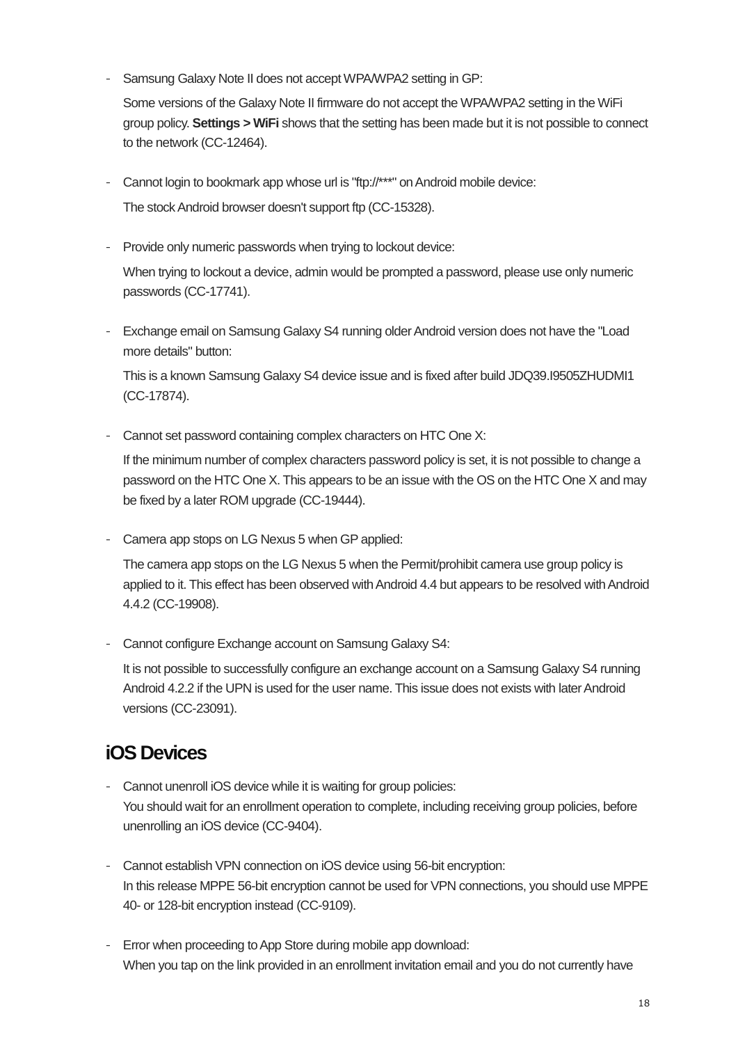- Samsung Galaxy Note II does not accept WPA/WPA2 setting in GP:

  Some versions of the Galaxy Note II firmware do not accept the WPA/WPA2 setting in the WiFi group policy. **Settings > WiFi** shows that the setting has been made but it is not possible to connect to the network (CC-12464).

- Cannot login to bookmark app whose url is "ftp://***" on Android mobile device:

  The stock Android browser doesn't support ftp (CC-15328).

- Provide only numeric passwords when trying to lockout device:

  When trying to lockout a device, admin would be prompted a password, please use only numeric passwords (CC-17741).

- Exchange email on Samsung Galaxy S4 running older Android version does not have the "Load more details" button:

  This is a known Samsung Galaxy S4 device issue and is fixed after build JDQ39.I9505ZHUDMI1 (CC-17874).

- Cannot set password containing complex characters on HTC One X:

  If the minimum number of complex characters password policy is set, it is not possible to change a password on the HTC One X. This appears to be an issue with the OS on the HTC One X and may be fixed by a later ROM upgrade (CC-19444).

- Camera app stops on LG Nexus 5 when GP applied:

  The camera app stops on the LG Nexus 5 when the Permit/prohibit camera use group policy is applied to it. This effect has been observed with Android 4.4 but appears to be resolved with Android 4.4.2 (CC-19908).

- Cannot configure Exchange account on Samsung Galaxy S4:

  It is not possible to successfully configure an exchange account on a Samsung Galaxy S4 running Android 4.2.2 if the UPN is used for the user name. This issue does not exists with later Android versions (CC-23091).

## iOS Devices

- Cannot unenroll iOS device while it is waiting for group policies:
  You should wait for an enrollment operation to complete, including receiving group policies, before unenrolling an iOS device (CC-9404).

- Cannot establish VPN connection on iOS device using 56-bit encryption:
  In this release MPPE 56-bit encryption cannot be used for VPN connections, you should use MPPE 40- or 128-bit encryption instead (CC-9109).

- Error when proceeding to App Store during mobile app download:
  When you tap on the link provided in an enrollment invitation email and you do not currently have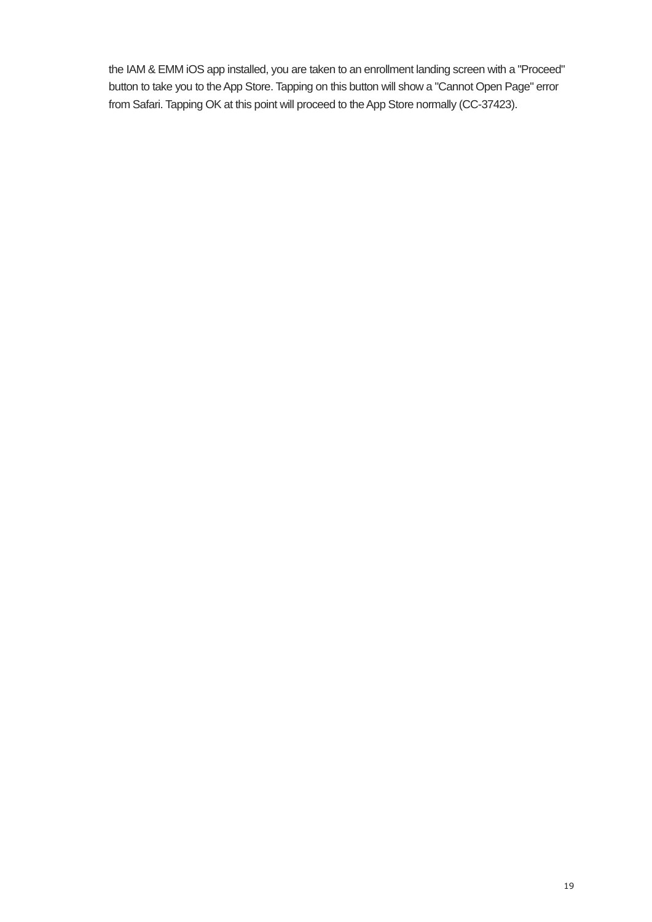the IAM & EMM iOS app installed, you are taken to an enrollment landing screen with a "Proceed" button to take you to the App Store. Tapping on this button will show a "Cannot Open Page" error from Safari. Tapping OK at this point will proceed to the App Store normally (CC-37423).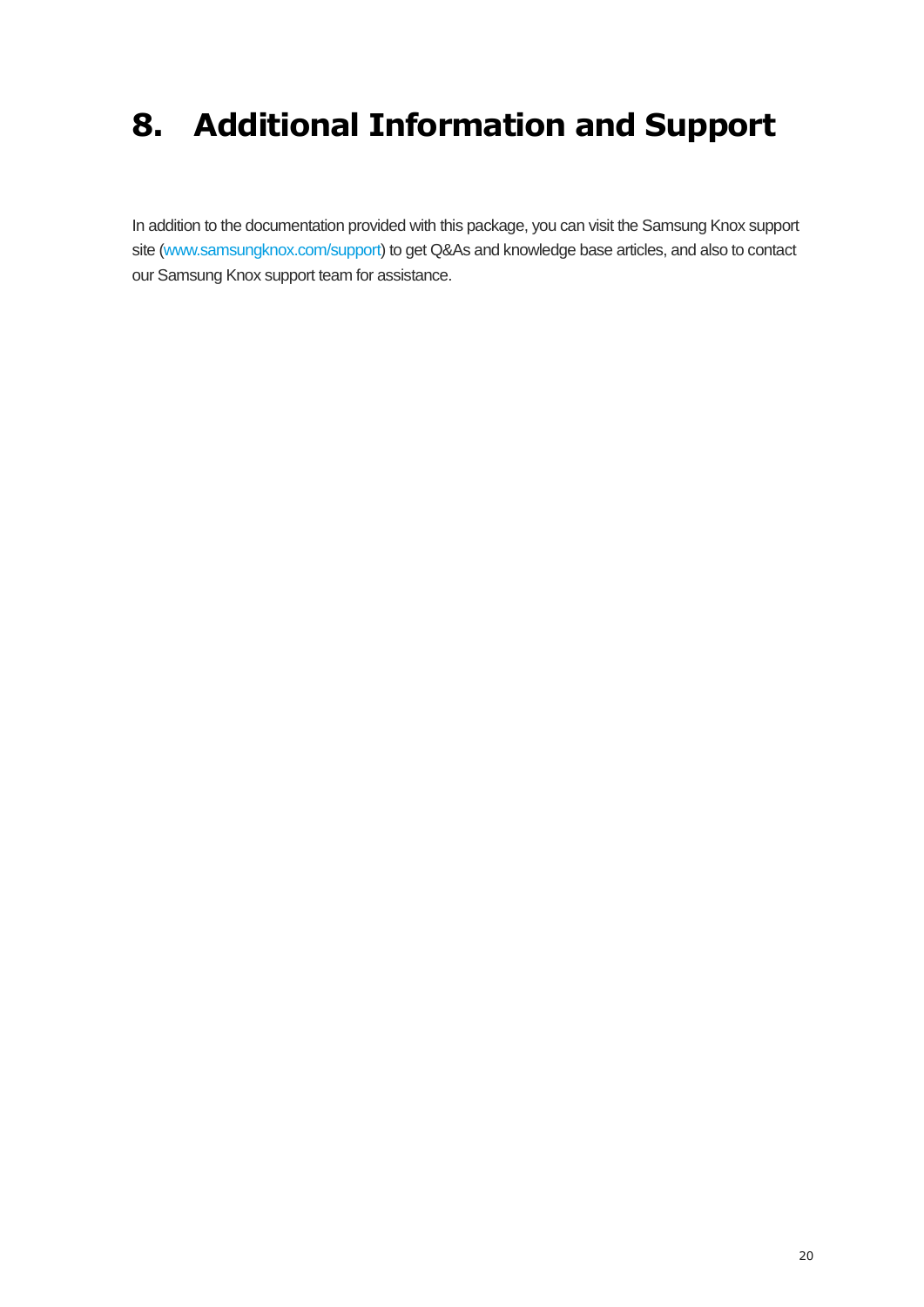# 8. Additional Information and Support

In addition to the documentation provided with this package, you can visit the Samsung Knox support site (www.samsungknox.com/support) to get Q&As and knowledge base articles, and also to contact our Samsung Knox support team for assistance.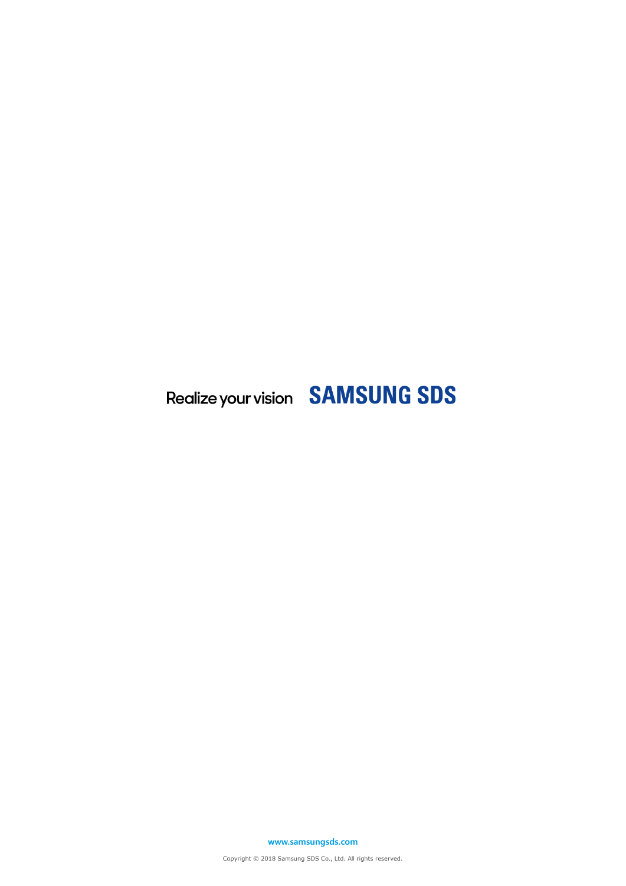Realize your vision **SAMSUNG SDS**

**www.samsungsds.com**

Copyright © 2018 Samsung SDS Co., Ltd. All rights reserved.